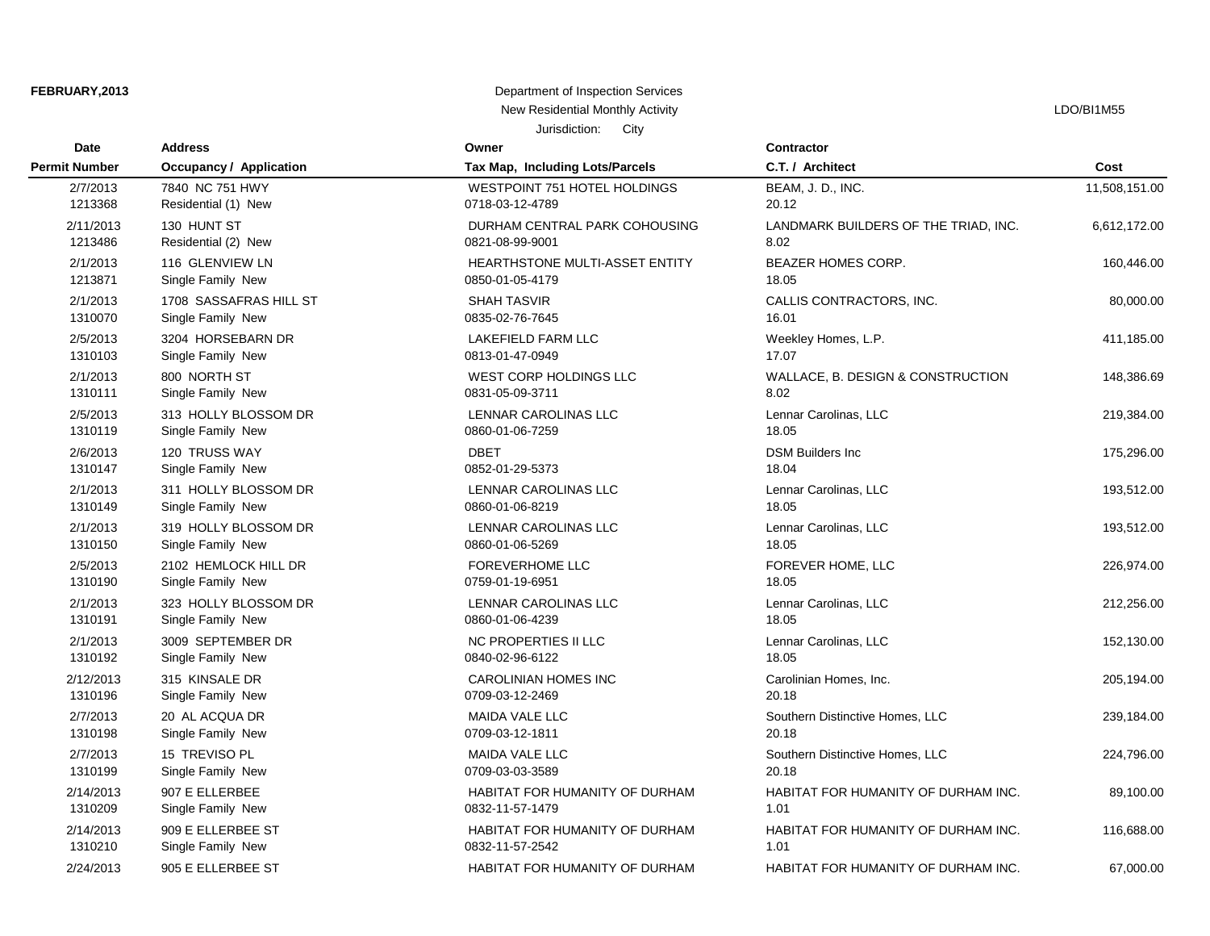**FEBRUARY,2013**

Department of Inspection Services

New Residential Monthly Activity

Jurisdiction: City

LDO/BI1M55

| Date / Permit Number | Address / Occupancy / Application | Owner / Tax Map, Including Lots/Parcels | Contractor / C.T. / Architect | Cost |
|---|---|---|---|---|
| 2/7/2013<br>1213368 | 7840 NC 751 HWY<br>Residential (1) New | WESTPOINT 751 HOTEL HOLDINGS<br>0718-03-12-4789 | BEAM, J. D., INC.<br>20.12 | 11,508,151.00 |
| 2/11/2013<br>1213486 | 130 HUNT ST<br>Residential (2) New | DURHAM CENTRAL PARK COHOUSING<br>0821-08-99-9001 | LANDMARK BUILDERS OF THE TRIAD, INC.<br>8.02 | 6,612,172.00 |
| 2/1/2013<br>1213871 | 116 GLENVIEW LN<br>Single Family New | HEARTHSTONE MULTI-ASSET ENTITY<br>0850-01-05-4179 | BEAZER HOMES CORP.<br>18.05 | 160,446.00 |
| 2/1/2013<br>1310070 | 1708 SASSAFRAS HILL ST<br>Single Family New | SHAH TASVIR<br>0835-02-76-7645 | CALLIS CONTRACTORS, INC.<br>16.01 | 80,000.00 |
| 2/5/2013<br>1310103 | 3204 HORSEBARN DR<br>Single Family New | LAKEFIELD FARM LLC<br>0813-01-47-0949 | Weekley Homes, L.P.<br>17.07 | 411,185.00 |
| 2/1/2013<br>1310111 | 800 NORTH ST<br>Single Family New | WEST CORP HOLDINGS LLC<br>0831-05-09-3711 | WALLACE, B. DESIGN & CONSTRUCTION<br>8.02 | 148,386.69 |
| 2/5/2013<br>1310119 | 313 HOLLY BLOSSOM DR<br>Single Family New | LENNAR CAROLINAS LLC<br>0860-01-06-7259 | Lennar Carolinas, LLC<br>18.05 | 219,384.00 |
| 2/6/2013<br>1310147 | 120 TRUSS WAY<br>Single Family New | DBET<br>0852-01-29-5373 | DSM Builders Inc<br>18.04 | 175,296.00 |
| 2/1/2013<br>1310149 | 311 HOLLY BLOSSOM DR<br>Single Family New | LENNAR CAROLINAS LLC<br>0860-01-06-8219 | Lennar Carolinas, LLC<br>18.05 | 193,512.00 |
| 2/1/2013<br>1310150 | 319 HOLLY BLOSSOM DR<br>Single Family New | LENNAR CAROLINAS LLC<br>0860-01-06-5269 | Lennar Carolinas, LLC<br>18.05 | 193,512.00 |
| 2/5/2013<br>1310190 | 2102 HEMLOCK HILL DR<br>Single Family New | FOREVERHOME LLC<br>0759-01-19-6951 | FOREVER HOME, LLC<br>18.05 | 226,974.00 |
| 2/1/2013<br>1310191 | 323 HOLLY BLOSSOM DR<br>Single Family New | LENNAR CAROLINAS LLC<br>0860-01-06-4239 | Lennar Carolinas, LLC<br>18.05 | 212,256.00 |
| 2/1/2013<br>1310192 | 3009 SEPTEMBER DR<br>Single Family New | NC PROPERTIES II LLC<br>0840-02-96-6122 | Lennar Carolinas, LLC<br>18.05 | 152,130.00 |
| 2/12/2013<br>1310196 | 315 KINSALE DR<br>Single Family New | CAROLINIAN HOMES INC<br>0709-03-12-2469 | Carolinian Homes, Inc.<br>20.18 | 205,194.00 |
| 2/7/2013<br>1310198 | 20 AL ACQUA DR<br>Single Family New | MAIDA VALE LLC<br>0709-03-12-1811 | Southern Distinctive Homes, LLC<br>20.18 | 239,184.00 |
| 2/7/2013<br>1310199 | 15 TREVISO PL<br>Single Family New | MAIDA VALE LLC<br>0709-03-03-3589 | Southern Distinctive Homes, LLC<br>20.18 | 224,796.00 |
| 2/14/2013<br>1310209 | 907 E ELLERBEE<br>Single Family New | HABITAT FOR HUMANITY OF DURHAM<br>0832-11-57-1479 | HABITAT FOR HUMANITY OF DURHAM INC.<br>1.01 | 89,100.00 |
| 2/14/2013<br>1310210 | 909 E ELLERBEE ST<br>Single Family New | HABITAT FOR HUMANITY OF DURHAM<br>0832-11-57-2542 | HABITAT FOR HUMANITY OF DURHAM INC.<br>1.01 | 116,688.00 |
| 2/24/2013 | 905 E ELLERBEE ST | HABITAT FOR HUMANITY OF DURHAM | HABITAT FOR HUMANITY OF DURHAM INC. | 67,000.00 |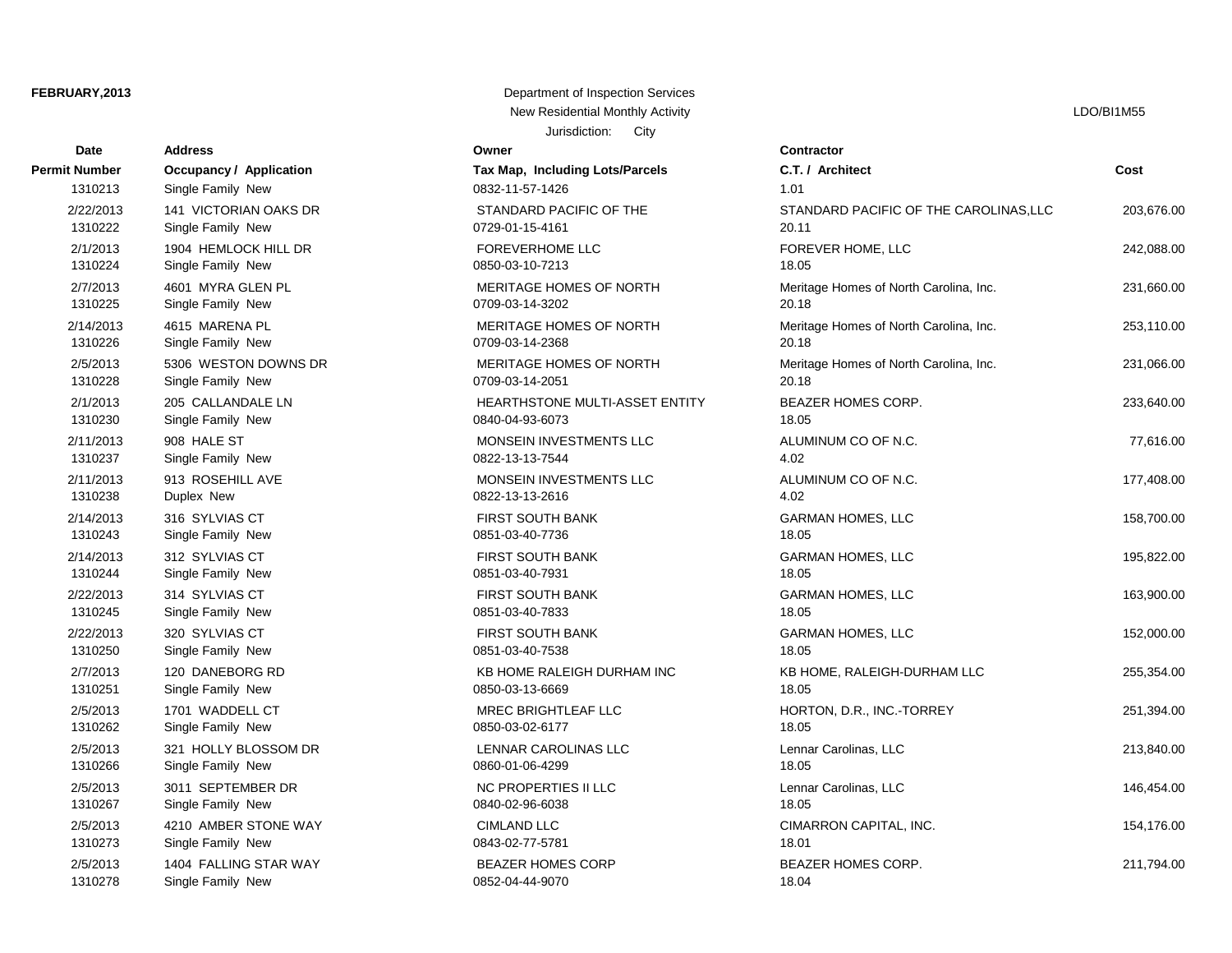| Date<br>Permit Number | Address<br>Occupancy / Application | Owner<br>Tax Map, Including Lots/Parcels | Contractor<br>C.T. / Architect | Cost |
|---|---|---|---|---|
| 1310213 | Single Family New | 0832-11-57-1426 | 1.01 | |
| 2/22/2013 | 141 VICTORIAN OAKS DR | STANDARD PACIFIC OF THE | STANDARD PACIFIC OF THE CAROLINAS,LLC | 203,676.00 |
| 1310222 | Single Family New | 0729-01-15-4161 | 20.11 | |
| 2/1/2013 | 1904 HEMLOCK HILL DR | FOREVERHOME LLC | FOREVER HOME, LLC | 242,088.00 |
| 1310224 | Single Family New | 0850-03-10-7213 | 18.05 | |
| 2/7/2013 | 4601 MYRA GLEN PL | MERITAGE HOMES OF NORTH | Meritage Homes of North Carolina, Inc. | 231,660.00 |
| 1310225 | Single Family New | 0709-03-14-3202 | 20.18 | |
| 2/14/2013 | 4615 MARENA PL | MERITAGE HOMES OF NORTH | Meritage Homes of North Carolina, Inc. | 253,110.00 |
| 1310226 | Single Family New | 0709-03-14-2368 | 20.18 | |
| 2/5/2013 | 5306 WESTON DOWNS DR | MERITAGE HOMES OF NORTH | Meritage Homes of North Carolina, Inc. | 231,066.00 |
| 1310228 | Single Family New | 0709-03-14-2051 | 20.18 | |
| 2/1/2013 | 205 CALLANDALE LN | HEARTHSTONE MULTI-ASSET ENTITY | BEAZER HOMES CORP. | 233,640.00 |
| 1310230 | Single Family New | 0840-04-93-6073 | 18.05 | |
| 2/11/2013 | 908 HALE ST | MONSEIN INVESTMENTS LLC | ALUMINUM CO OF N.C. | 77,616.00 |
| 1310237 | Single Family New | 0822-13-13-7544 | 4.02 | |
| 2/11/2013 | 913 ROSEHILL AVE | MONSEIN INVESTMENTS LLC | ALUMINUM CO OF N.C. | 177,408.00 |
| 1310238 | Duplex New | 0822-13-13-2616 | 4.02 | |
| 2/14/2013 | 316 SYLVIAS CT | FIRST SOUTH BANK | GARMAN HOMES, LLC | 158,700.00 |
| 1310243 | Single Family New | 0851-03-40-7736 | 18.05 | |
| 2/14/2013 | 312 SYLVIAS CT | FIRST SOUTH BANK | GARMAN HOMES, LLC | 195,822.00 |
| 1310244 | Single Family New | 0851-03-40-7931 | 18.05 | |
| 2/22/2013 | 314 SYLVIAS CT | FIRST SOUTH BANK | GARMAN HOMES, LLC | 163,900.00 |
| 1310245 | Single Family New | 0851-03-40-7833 | 18.05 | |
| 2/22/2013 | 320 SYLVIAS CT | FIRST SOUTH BANK | GARMAN HOMES, LLC | 152,000.00 |
| 1310250 | Single Family New | 0851-03-40-7538 | 18.05 | |
| 2/7/2013 | 120 DANEBORG RD | KB HOME RALEIGH DURHAM INC | KB HOME, RALEIGH-DURHAM LLC | 255,354.00 |
| 1310251 | Single Family New | 0850-03-13-6669 | 18.05 | |
| 2/5/2013 | 1701 WADDELL CT | MREC BRIGHTLEAF LLC | HORTON, D.R., INC.-TORREY | 251,394.00 |
| 1310262 | Single Family New | 0850-03-02-6177 | 18.05 | |
| 2/5/2013 | 321 HOLLY BLOSSOM DR | LENNAR CAROLINAS LLC | Lennar Carolinas, LLC | 213,840.00 |
| 1310266 | Single Family New | 0860-01-06-4299 | 18.05 | |
| 2/5/2013 | 3011 SEPTEMBER DR | NC PROPERTIES II LLC | Lennar Carolinas, LLC | 146,454.00 |
| 1310267 | Single Family New | 0840-02-96-6038 | 18.05 | |
| 2/5/2013 | 4210 AMBER STONE WAY | CIMLAND LLC | CIMARRON CAPITAL, INC. | 154,176.00 |
| 1310273 | Single Family New | 0843-02-77-5781 | 18.01 | |
| 2/5/2013 | 1404 FALLING STAR WAY | BEAZER HOMES CORP | BEAZER HOMES CORP. | 211,794.00 |
| 1310278 | Single Family New | 0852-04-44-9070 | 18.04 | |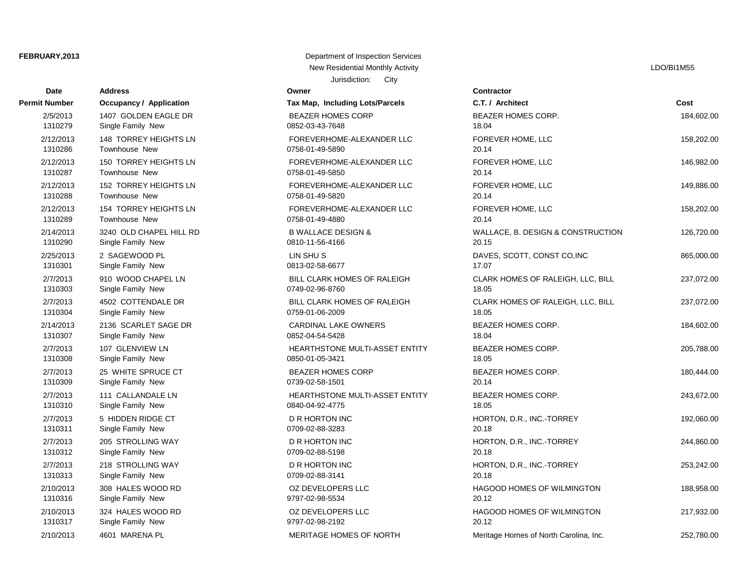**FEBRUARY,2013**

Department of Inspection Services
New Residential Monthly Activity
Jurisdiction: City

LDO/BI1M55

| Date<br>Permit Number | Address<br>Occupancy / Application | Owner<br>Tax Map, Including Lots/Parcels | Contractor<br>C.T. / Architect | Cost |
|---|---|---|---|---|
| 2/5/2013<br>1310279 | 1407 GOLDEN EAGLE DR<br>Single Family New | BEAZER HOMES CORP<br>0852-03-43-7648 | BEAZER HOMES CORP.<br>18.04 | 184,602.00 |
| 2/12/2013<br>1310286 | 148 TORREY HEIGHTS LN<br>Townhouse New | FOREVERHOME-ALEXANDER LLC<br>0758-01-49-5890 | FOREVER HOME, LLC<br>20.14 | 158,202.00 |
| 2/12/2013<br>1310287 | 150 TORREY HEIGHTS LN<br>Townhouse New | FOREVERHOME-ALEXANDER LLC<br>0758-01-49-5850 | FOREVER HOME, LLC<br>20.14 | 146,982.00 |
| 2/12/2013<br>1310288 | 152 TORREY HEIGHTS LN<br>Townhouse New | FOREVERHOME-ALEXANDER LLC<br>0758-01-49-5820 | FOREVER HOME, LLC<br>20.14 | 149,886.00 |
| 2/12/2013<br>1310289 | 154 TORREY HEIGHTS LN<br>Townhouse New | FOREVERHOME-ALEXANDER LLC<br>0758-01-49-4880 | FOREVER HOME, LLC<br>20.14 | 158,202.00 |
| 2/14/2013<br>1310290 | 3240 OLD CHAPEL HILL RD<br>Single Family New | B WALLACE DESIGN &<br>0810-11-56-4166 | WALLACE, B. DESIGN & CONSTRUCTION<br>20.15 | 126,720.00 |
| 2/25/2013<br>1310301 | 2 SAGEWOOD PL<br>Single Family New | LIN SHU S<br>0813-02-58-6677 | DAVES, SCOTT, CONST CO,INC<br>17.07 | 865,000.00 |
| 2/7/2013<br>1310303 | 910 WOOD CHAPEL LN<br>Single Family New | BILL CLARK HOMES OF RALEIGH<br>0749-02-96-8760 | CLARK HOMES OF RALEIGH, LLC, BILL<br>18.05 | 237,072.00 |
| 2/7/2013<br>1310304 | 4502 COTTENDALE DR<br>Single Family New | BILL CLARK HOMES OF RALEIGH<br>0759-01-06-2009 | CLARK HOMES OF RALEIGH, LLC, BILL<br>18.05 | 237,072.00 |
| 2/14/2013<br>1310307 | 2136 SCARLET SAGE DR<br>Single Family New | CARDINAL LAKE OWNERS<br>0852-04-54-5428 | BEAZER HOMES CORP.<br>18.04 | 184,602.00 |
| 2/7/2013<br>1310308 | 107 GLENVIEW LN<br>Single Family New | HEARTHSTONE MULTI-ASSET ENTITY<br>0850-01-05-3421 | BEAZER HOMES CORP.<br>18.05 | 205,788.00 |
| 2/7/2013<br>1310309 | 25 WHITE SPRUCE CT<br>Single Family New | BEAZER HOMES CORP<br>0739-02-58-1501 | BEAZER HOMES CORP.<br>20.14 | 180,444.00 |
| 2/7/2013<br>1310310 | 111 CALLANDALE LN<br>Single Family New | HEARTHSTONE MULTI-ASSET ENTITY<br>0840-04-92-4775 | BEAZER HOMES CORP.<br>18.05 | 243,672.00 |
| 2/7/2013<br>1310311 | 5 HIDDEN RIDGE CT<br>Single Family New | D R HORTON INC<br>0709-02-88-3283 | HORTON, D.R., INC.-TORREY<br>20.18 | 192,060.00 |
| 2/7/2013<br>1310312 | 205 STROLLING WAY<br>Single Family New | D R HORTON INC<br>0709-02-88-5198 | HORTON, D.R., INC.-TORREY<br>20.18 | 244,860.00 |
| 2/7/2013<br>1310313 | 218 STROLLING WAY<br>Single Family New | D R HORTON INC<br>0709-02-88-3141 | HORTON, D.R., INC.-TORREY<br>20.18 | 253,242.00 |
| 2/10/2013<br>1310316 | 308 HALES WOOD RD<br>Single Family New | OZ DEVELOPERS LLC<br>9797-02-98-5534 | HAGOOD HOMES OF WILMINGTON<br>20.12 | 188,958.00 |
| 2/10/2013<br>1310317 | 324 HALES WOOD RD<br>Single Family New | OZ DEVELOPERS LLC<br>9797-02-98-2192 | HAGOOD HOMES OF WILMINGTON<br>20.12 | 217,932.00 |
| 2/10/2013 | 4601 MARENA PL | MERITAGE HOMES OF NORTH | Meritage Homes of North Carolina, Inc. | 252,780.00 |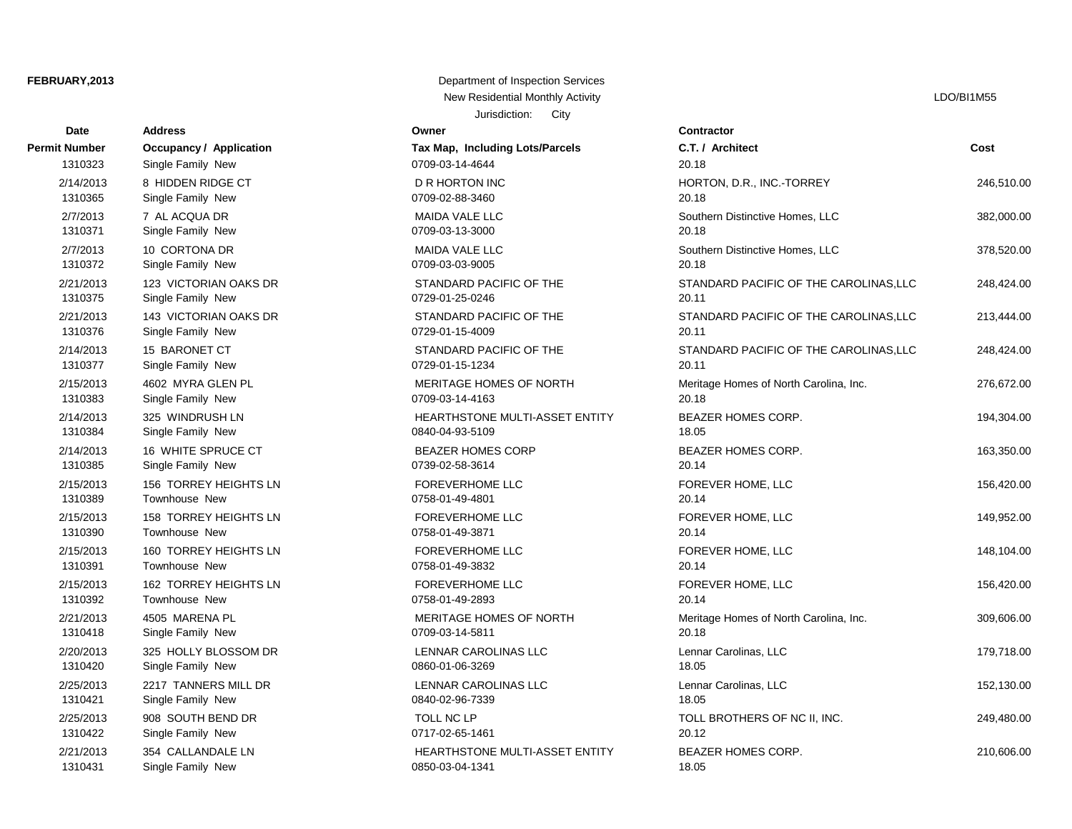**FEBRUARY,2013**

Department of Inspection Services
New Residential Monthly Activity
Jurisdiction: City

LDO/BI1M55

| Date / Permit Number | Address / Occupancy / Application | Owner / Tax Map, Including Lots/Parcels | Contractor / C.T. / Architect | Cost |
|---|---|---|---|---|
| 2/14/2013<br>1310323 | 8 HIDDEN RIDGE CT<br>Single Family New | D R HORTON INC<br>0709-03-14-4644 | HORTON, D.R., INC.-TORREY<br>20.18 | 246,510.00 |
| 2/7/2013<br>1310365 | 7 AL ACQUA DR<br>Single Family New | MAIDA VALE LLC<br>0709-02-88-3460 | Southern Distinctive Homes, LLC<br>20.18 | 382,000.00 |
| 2/7/2013<br>1310371 | 10 CORTONA DR<br>Single Family New | MAIDA VALE LLC<br>0709-03-13-3000 | Southern Distinctive Homes, LLC<br>20.18 | 378,520.00 |
| 2/21/2013<br>1310372 | 123 VICTORIAN OAKS DR<br>Single Family New | STANDARD PACIFIC OF THE<br>0709-03-03-9005 | STANDARD PACIFIC OF THE CAROLINAS,LLC<br>20.18 | 248,424.00 |
| 2/21/2013<br>1310375 | 143 VICTORIAN OAKS DR<br>Single Family New | STANDARD PACIFIC OF THE<br>0729-01-25-0246 | STANDARD PACIFIC OF THE CAROLINAS,LLC<br>20.11 | 213,444.00 |
| 2/14/2013<br>1310376 | 15 BARONET CT<br>Single Family New | STANDARD PACIFIC OF THE<br>0729-01-15-4009 | STANDARD PACIFIC OF THE CAROLINAS,LLC<br>20.11 | 248,424.00 |
| 2/15/2013<br>1310377 | 4602 MYRA GLEN PL<br>Single Family New | MERITAGE HOMES OF NORTH<br>0729-01-15-1234 | Meritage Homes of North Carolina, Inc.<br>20.11 | 276,672.00 |
| 2/14/2013<br>1310383 | 325 WINDRUSH LN<br>Single Family New | HEARTHSTONE MULTI-ASSET ENTITY<br>0709-03-14-4163 | BEAZER HOMES CORP.<br>20.18 | 194,304.00 |
| 2/14/2013<br>1310384 | 16 WHITE SPRUCE CT<br>Single Family New | BEAZER HOMES CORP<br>0840-04-93-5109 | BEAZER HOMES CORP.<br>18.05 | 163,350.00 |
| 2/15/2013<br>1310385 | 156 TORREY HEIGHTS LN<br>Single Family New | FOREVERHOME LLC<br>0739-02-58-3614 | FOREVER HOME, LLC<br>20.14 | 156,420.00 |
| 2/15/2013<br>1310389 | 158 TORREY HEIGHTS LN<br>Townhouse New | FOREVERHOME LLC<br>0758-01-49-4801 | FOREVER HOME, LLC<br>20.14 | 149,952.00 |
| 2/15/2013<br>1310390 | 160 TORREY HEIGHTS LN<br>Townhouse New | FOREVERHOME LLC<br>0758-01-49-3871 | FOREVER HOME, LLC<br>20.14 | 148,104.00 |
| 2/15/2013<br>1310391 | 162 TORREY HEIGHTS LN<br>Townhouse New | FOREVERHOME LLC<br>0758-01-49-3832 | FOREVER HOME, LLC<br>20.14 | 156,420.00 |
| 2/21/2013<br>1310392 | 4505 MARENA PL<br>Townhouse New | MERITAGE HOMES OF NORTH<br>0758-01-49-2893 | Meritage Homes of North Carolina, Inc.<br>20.14 | 309,606.00 |
| 2/20/2013<br>1310418 | 325 HOLLY BLOSSOM DR<br>Single Family New | LENNAR CAROLINAS LLC<br>0709-03-14-5811 | Lennar Carolinas, LLC<br>20.18 | 179,718.00 |
| 2/25/2013<br>1310420 | 2217 TANNERS MILL DR<br>Single Family New | LENNAR CAROLINAS LLC<br>0860-01-06-3269 | Lennar Carolinas, LLC<br>18.05 | 152,130.00 |
| 2/25/2013<br>1310421 | 908 SOUTH BEND DR<br>Single Family New | TOLL NC LP<br>0840-02-96-7339 | TOLL BROTHERS OF NC II, INC.<br>18.05 | 249,480.00 |
| 2/21/2013<br>1310422 | 354 CALLANDALE LN<br>Single Family New | HEARTHSTONE MULTI-ASSET ENTITY<br>0717-02-65-1461 | BEAZER HOMES CORP.<br>20.12 | 210,606.00 |
| 1310431 | Single Family New | 0850-03-04-1341 | 18.05 | |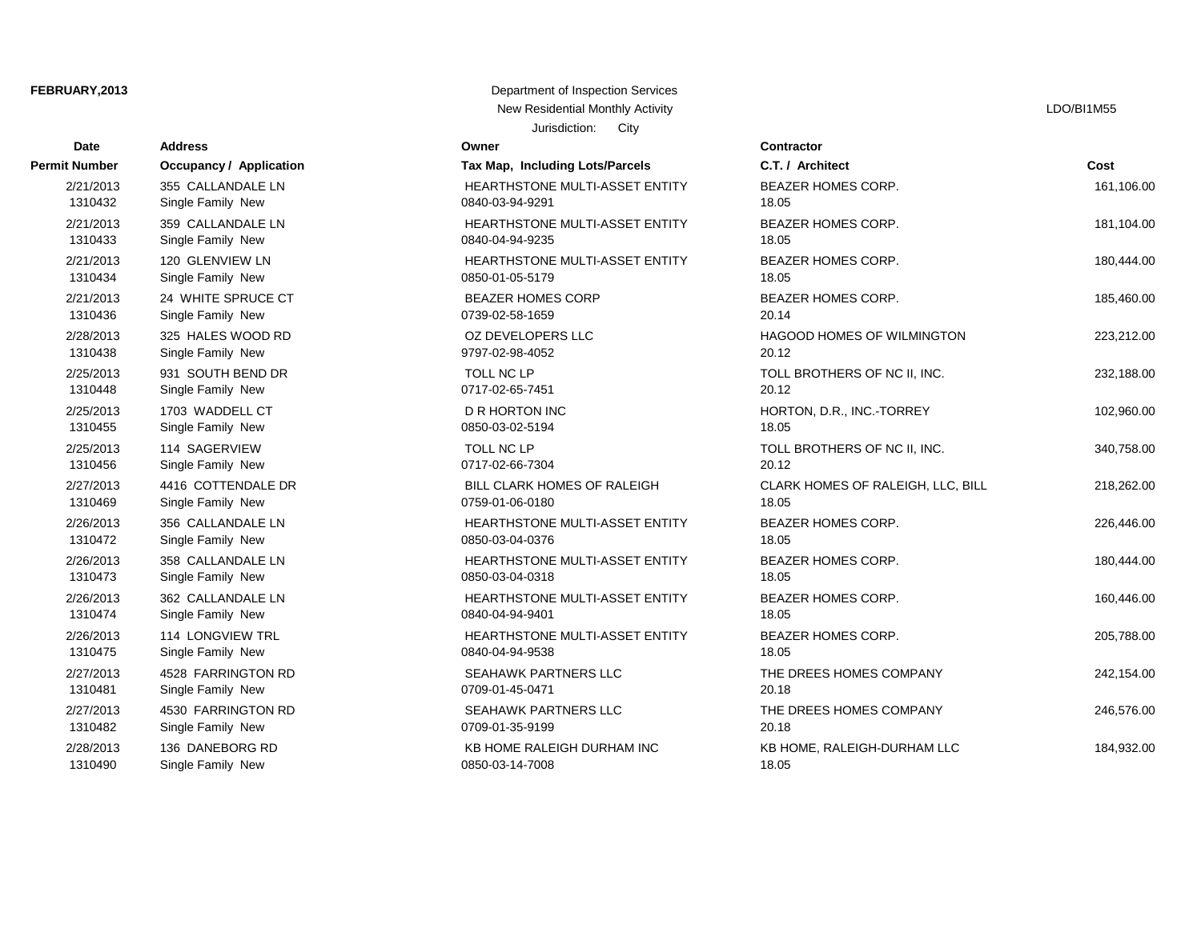**FEBRUARY,2013**

Department of Inspection Services
New Residential Monthly Activity
Jurisdiction: City

LDO/BI1M55

| Date<br>Permit Number | Address<br>Occupancy / Application | Owner<br>Tax Map, Including Lots/Parcels | Contractor<br>C.T. / Architect | Cost |
|---|---|---|---|---|
| 2/21/2013<br>1310432 | 355 CALLANDALE LN<br>Single Family New | HEARTHSTONE MULTI-ASSET ENTITY<br>0840-03-94-9291 | BEAZER HOMES CORP.<br>18.05 | 161,106.00 |
| 2/21/2013<br>1310433 | 359 CALLANDALE LN<br>Single Family New | HEARTHSTONE MULTI-ASSET ENTITY<br>0840-04-94-9235 | BEAZER HOMES CORP.<br>18.05 | 181,104.00 |
| 2/21/2013<br>1310434 | 120 GLENVIEW LN<br>Single Family New | HEARTHSTONE MULTI-ASSET ENTITY<br>0850-01-05-5179 | BEAZER HOMES CORP.<br>18.05 | 180,444.00 |
| 2/21/2013<br>1310436 | 24 WHITE SPRUCE CT<br>Single Family New | BEAZER HOMES CORP<br>0739-02-58-1659 | BEAZER HOMES CORP.<br>20.14 | 185,460.00 |
| 2/28/2013<br>1310438 | 325 HALES WOOD RD<br>Single Family New | OZ DEVELOPERS LLC<br>9797-02-98-4052 | HAGOOD HOMES OF WILMINGTON<br>20.12 | 223,212.00 |
| 2/25/2013<br>1310448 | 931 SOUTH BEND DR<br>Single Family New | TOLL NC LP<br>0717-02-65-7451 | TOLL BROTHERS OF NC II, INC.<br>20.12 | 232,188.00 |
| 2/25/2013<br>1310455 | 1703 WADDELL CT<br>Single Family New | D R HORTON INC<br>0850-03-02-5194 | HORTON, D.R., INC.-TORREY<br>18.05 | 102,960.00 |
| 2/25/2013<br>1310456 | 114 SAGERVIEW<br>Single Family New | TOLL NC LP<br>0717-02-66-7304 | TOLL BROTHERS OF NC II, INC.<br>20.12 | 340,758.00 |
| 2/27/2013<br>1310469 | 4416 COTTENDALE DR<br>Single Family New | BILL CLARK HOMES OF RALEIGH<br>0759-01-06-0180 | CLARK HOMES OF RALEIGH, LLC, BILL<br>18.05 | 218,262.00 |
| 2/26/2013<br>1310472 | 356 CALLANDALE LN<br>Single Family New | HEARTHSTONE MULTI-ASSET ENTITY<br>0850-03-04-0376 | BEAZER HOMES CORP.<br>18.05 | 226,446.00 |
| 2/26/2013<br>1310473 | 358 CALLANDALE LN<br>Single Family New | HEARTHSTONE MULTI-ASSET ENTITY<br>0850-03-04-0318 | BEAZER HOMES CORP.<br>18.05 | 180,444.00 |
| 2/26/2013<br>1310474 | 362 CALLANDALE LN<br>Single Family New | HEARTHSTONE MULTI-ASSET ENTITY<br>0840-04-94-9401 | BEAZER HOMES CORP.<br>18.05 | 160,446.00 |
| 2/26/2013<br>1310475 | 114 LONGVIEW TRL<br>Single Family New | HEARTHSTONE MULTI-ASSET ENTITY<br>0840-04-94-9538 | BEAZER HOMES CORP.<br>18.05 | 205,788.00 |
| 2/27/2013<br>1310481 | 4528 FARRINGTON RD<br>Single Family New | SEAHAWK PARTNERS LLC<br>0709-01-45-0471 | THE DREES HOMES COMPANY<br>20.18 | 242,154.00 |
| 2/27/2013<br>1310482 | 4530 FARRINGTON RD<br>Single Family New | SEAHAWK PARTNERS LLC<br>0709-01-35-9199 | THE DREES HOMES COMPANY<br>20.18 | 246,576.00 |
| 2/28/2013<br>1310490 | 136 DANEBORG RD<br>Single Family New | KB HOME RALEIGH DURHAM INC<br>0850-03-14-7008 | KB HOME, RALEIGH-DURHAM LLC<br>18.05 | 184,932.00 |